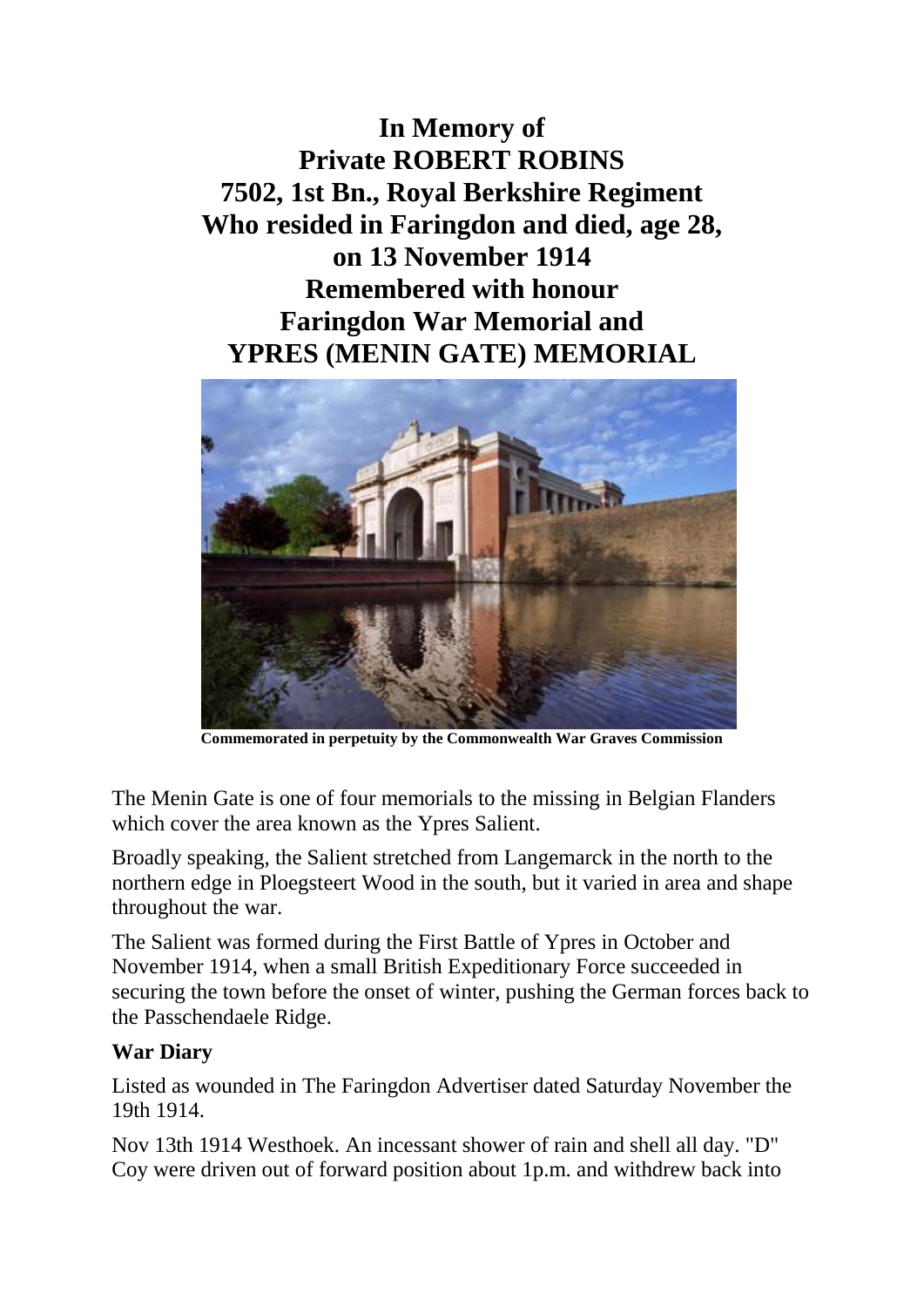# In Memory of
# Private ROBERT ROBINS
# 7502, 1st Bn., Royal Berkshire Regiment
# Who resided in Faringdon and died, age 28,
# on 13 November 1914
# Remembered with honour
# Faringdon War Memorial and
# YPRES (MENIN GATE) MEMORIAL

**Commemorated in perpetuity by the Commonwealth War Graves Commission**

The Menin Gate is one of four memorials to the missing in Belgian Flanders which cover the area known as the Ypres Salient.

Broadly speaking, the Salient stretched from Langemarck in the north to the northern edge in Ploegsteert Wood in the south, but it varied in area and shape throughout the war.

The Salient was formed during the First Battle of Ypres in October and November 1914, when a small British Expeditionary Force succeeded in securing the town before the onset of winter, pushing the German forces back to the Passchendaele Ridge.

**War Diary**

Listed as wounded in The Faringdon Advertiser dated Saturday November the 19th 1914.

Nov 13th 1914 Westhoek. An incessant shower of rain and shell all day. "D" Coy were driven out of forward position about 1p.m. and withdrew back into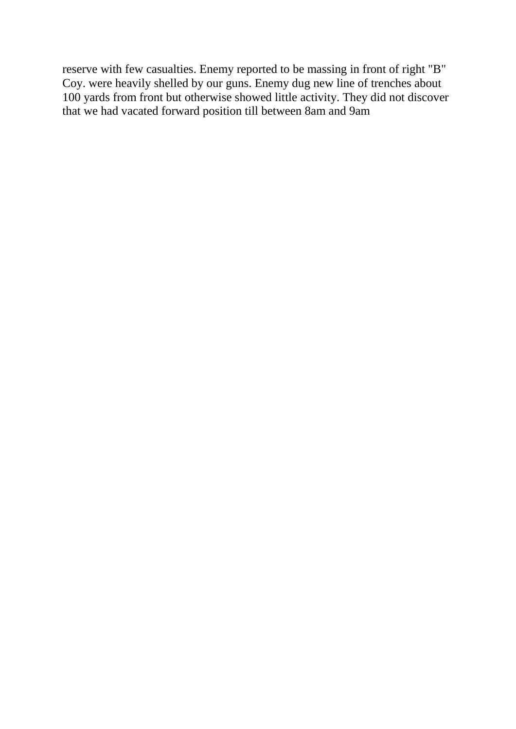reserve with few casualties. Enemy reported to be massing in front of right "B" Coy. were heavily shelled by our guns. Enemy dug new line of trenches about 100 yards from front but otherwise showed little activity. They did not discover that we had vacated forward position till between 8am and 9am